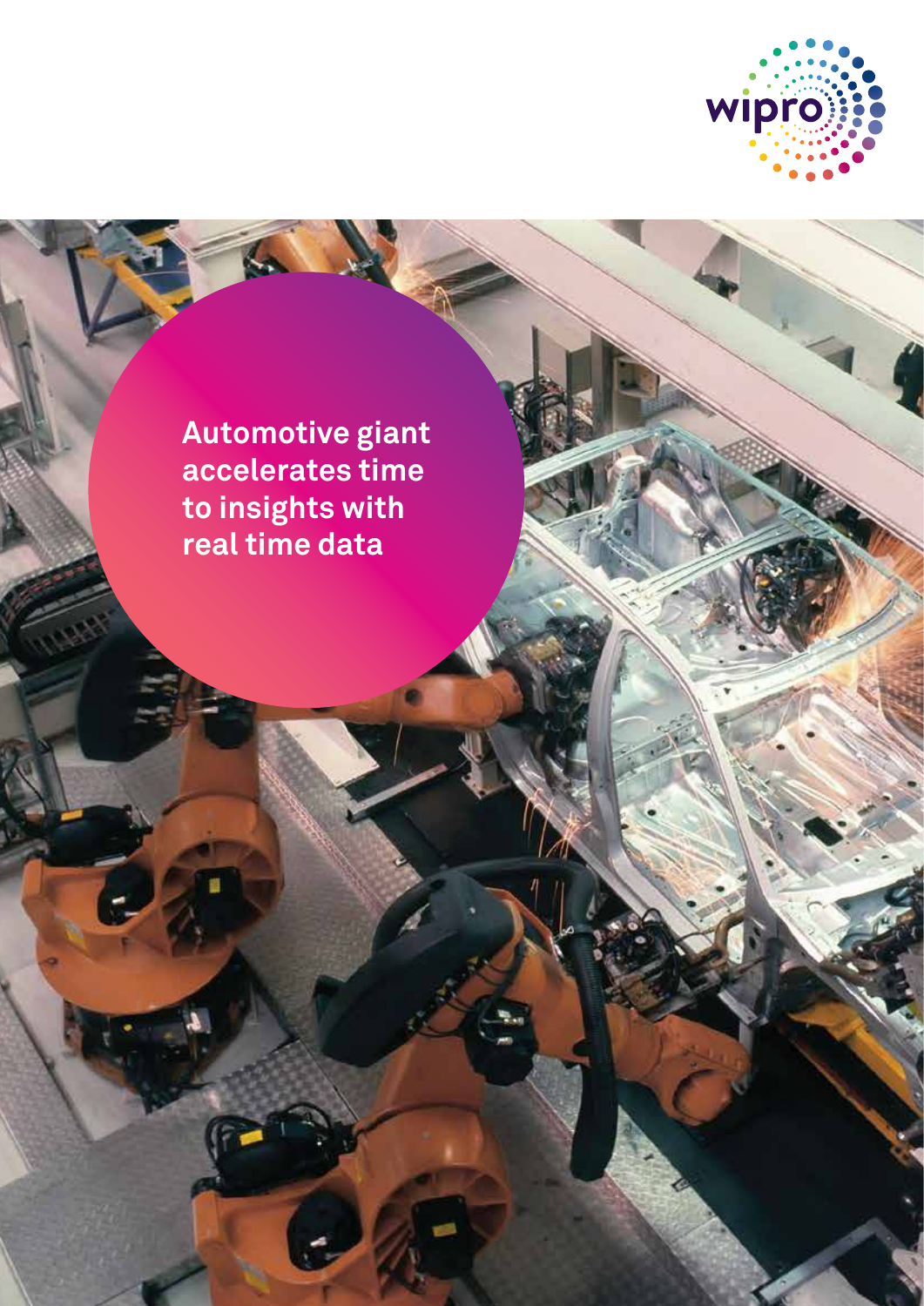# Automotive giant accelerates time to insights with real time data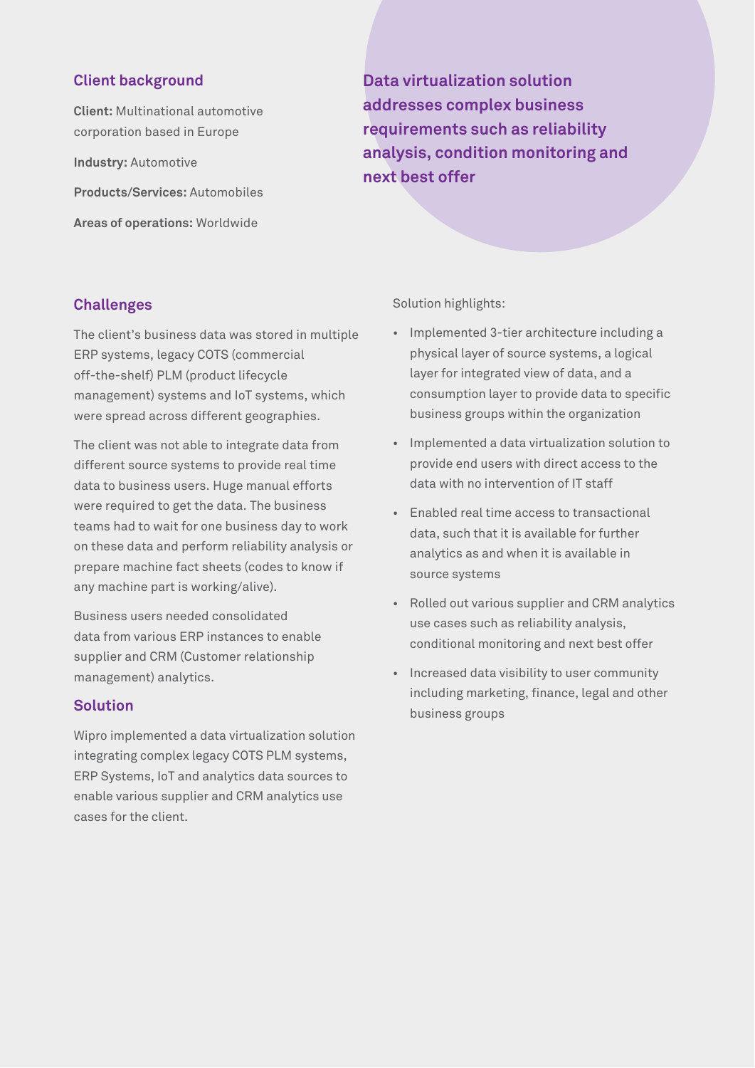## Client background

**Client:** Multinational automotive corporation based in Europe

**Industry:** Automotive

**Products/Services:** Automobiles

**Areas of operations:** Worldwide

**Data virtualization solution addresses complex business requirements such as reliability analysis, condition monitoring and next best offer**

## Challenges

The client's business data was stored in multiple ERP systems, legacy COTS (commercial off-the-shelf) PLM (product lifecycle management) systems and IoT systems, which were spread across different geographies.

The client was not able to integrate data from different source systems to provide real time data to business users. Huge manual efforts were required to get the data. The business teams had to wait for one business day to work on these data and perform reliability analysis or prepare machine fact sheets (codes to know if any machine part is working/alive).

Business users needed consolidated data from various ERP instances to enable supplier and CRM (Customer relationship management) analytics.

## Solution

Wipro implemented a data virtualization solution integrating complex legacy COTS PLM systems, ERP Systems, IoT and analytics data sources to enable various supplier and CRM analytics use cases for the client.

Solution highlights:

- Implemented 3-tier architecture including a physical layer of source systems, a logical layer for integrated view of data, and a consumption layer to provide data to specific business groups within the organization
- Implemented a data virtualization solution to provide end users with direct access to the data with no intervention of IT staff
- Enabled real time access to transactional data, such that it is available for further analytics as and when it is available in source systems
- Rolled out various supplier and CRM analytics use cases such as reliability analysis, conditional monitoring and next best offer
- Increased data visibility to user community including marketing, finance, legal and other business groups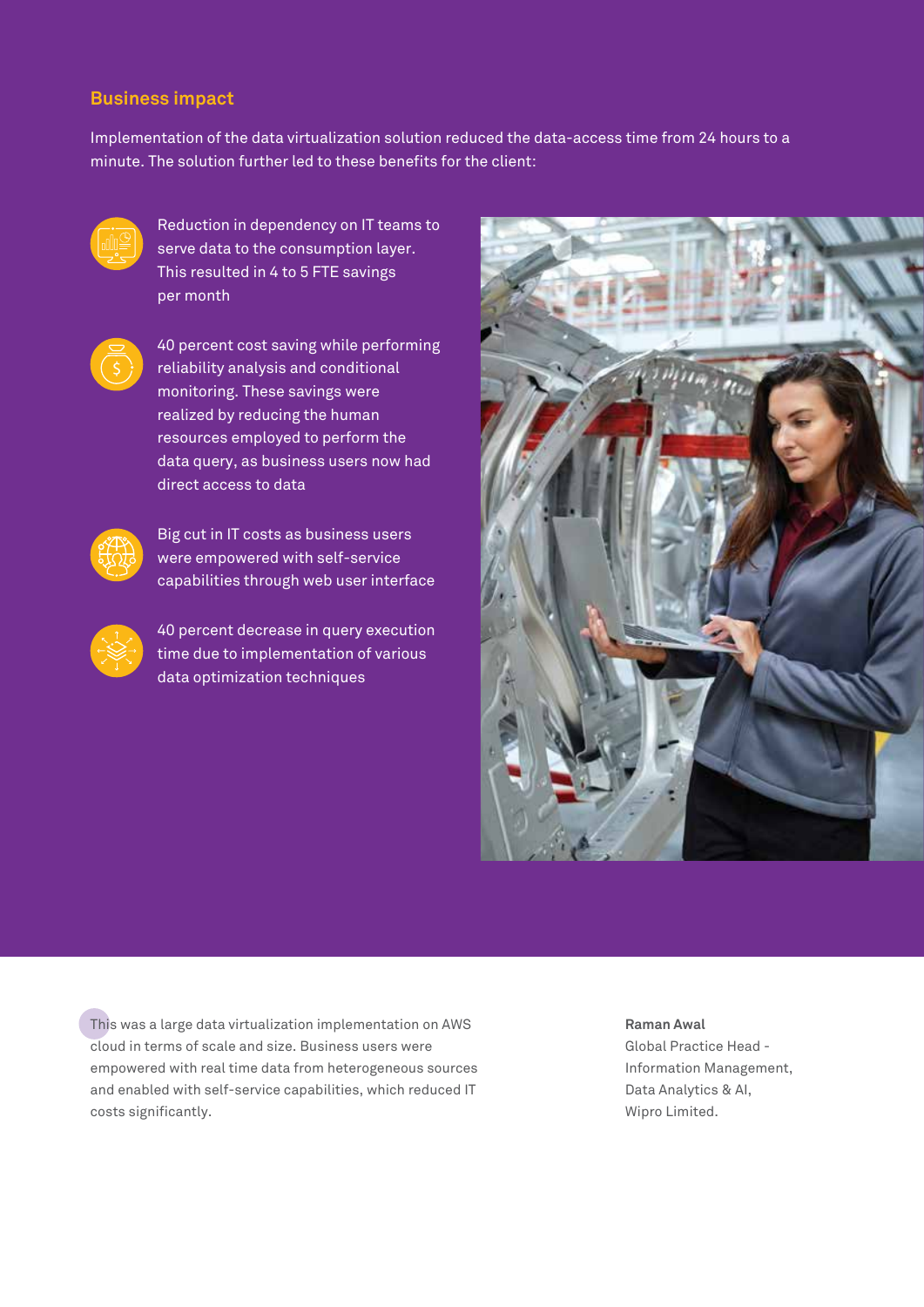## Business impact

Implementation of the data virtualization solution reduced the data-access time from 24 hours to a minute. The solution further led to these benefits for the client:

- Reduction in dependency on IT teams to serve data to the consumption layer. This resulted in 4 to 5 FTE savings per month
- 40 percent cost saving while performing reliability analysis and conditional monitoring. These savings were realized by reducing the human resources employed to perform the data query, as business users now had direct access to data
- Big cut in IT costs as business users were empowered with self-service capabilities through web user interface
- 40 percent decrease in query execution time due to implementation of various data optimization techniques

This was a large data virtualization implementation on AWS cloud in terms of scale and size. Business users were empowered with real time data from heterogeneous sources and enabled with self-service capabilities, which reduced IT costs significantly.

**Raman Awal**
Global Practice Head - Information Management, Data Analytics & AI, Wipro Limited.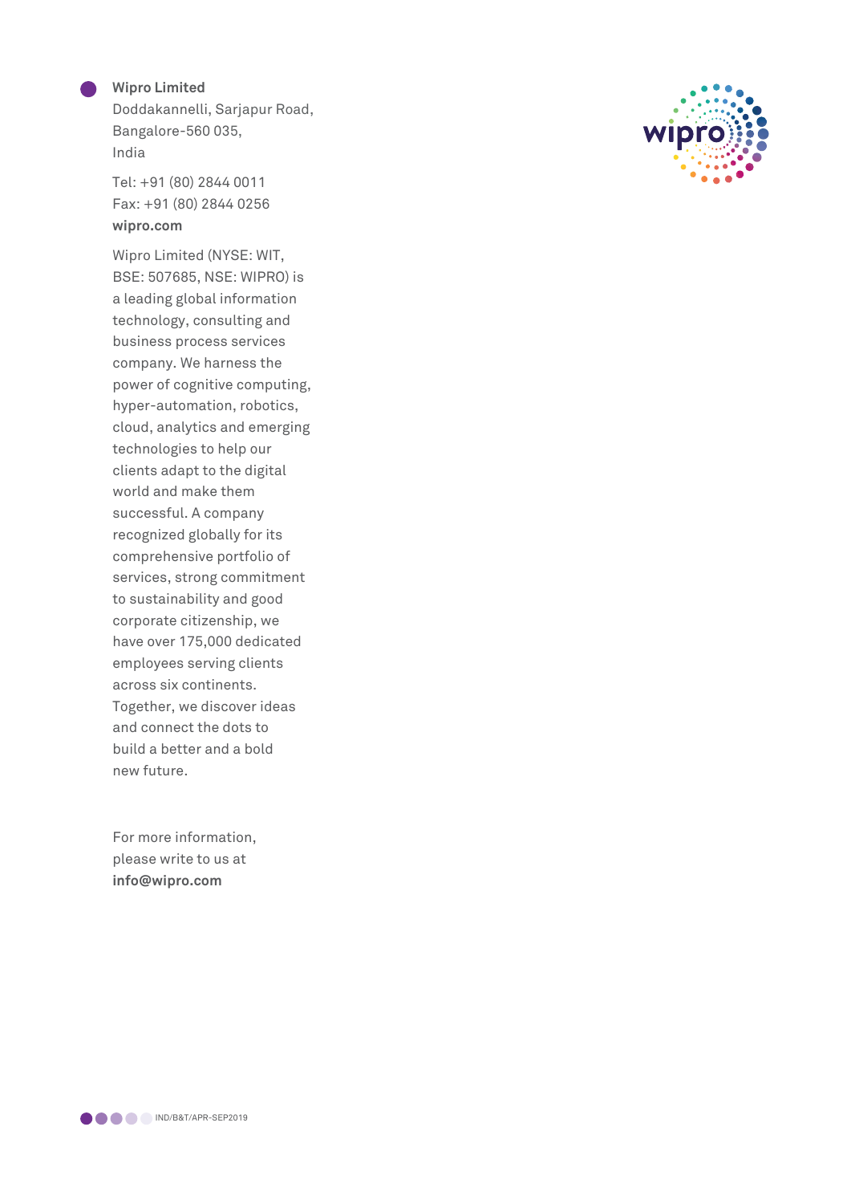**Wipro Limited**
Doddakannelli, Sarjapur Road,
Bangalore-560 035,
India

Tel: +91 (80) 2844 0011
Fax: +91 (80) 2844 0256
**wipro.com**

Wipro Limited (NYSE: WIT, BSE: 507685, NSE: WIPRO) is a leading global information technology, consulting and business process services company. We harness the power of cognitive computing, hyper-automation, robotics, cloud, analytics and emerging technologies to help our clients adapt to the digital world and make them successful. A company recognized globally for its comprehensive portfolio of services, strong commitment to sustainability and good corporate citizenship, we have over 175,000 dedicated employees serving clients across six continents. Together, we discover ideas and connect the dots to build a better and a bold new future.

For more information, please write to us at **info@wipro.com**

IND/B&T/APR-SEP2019